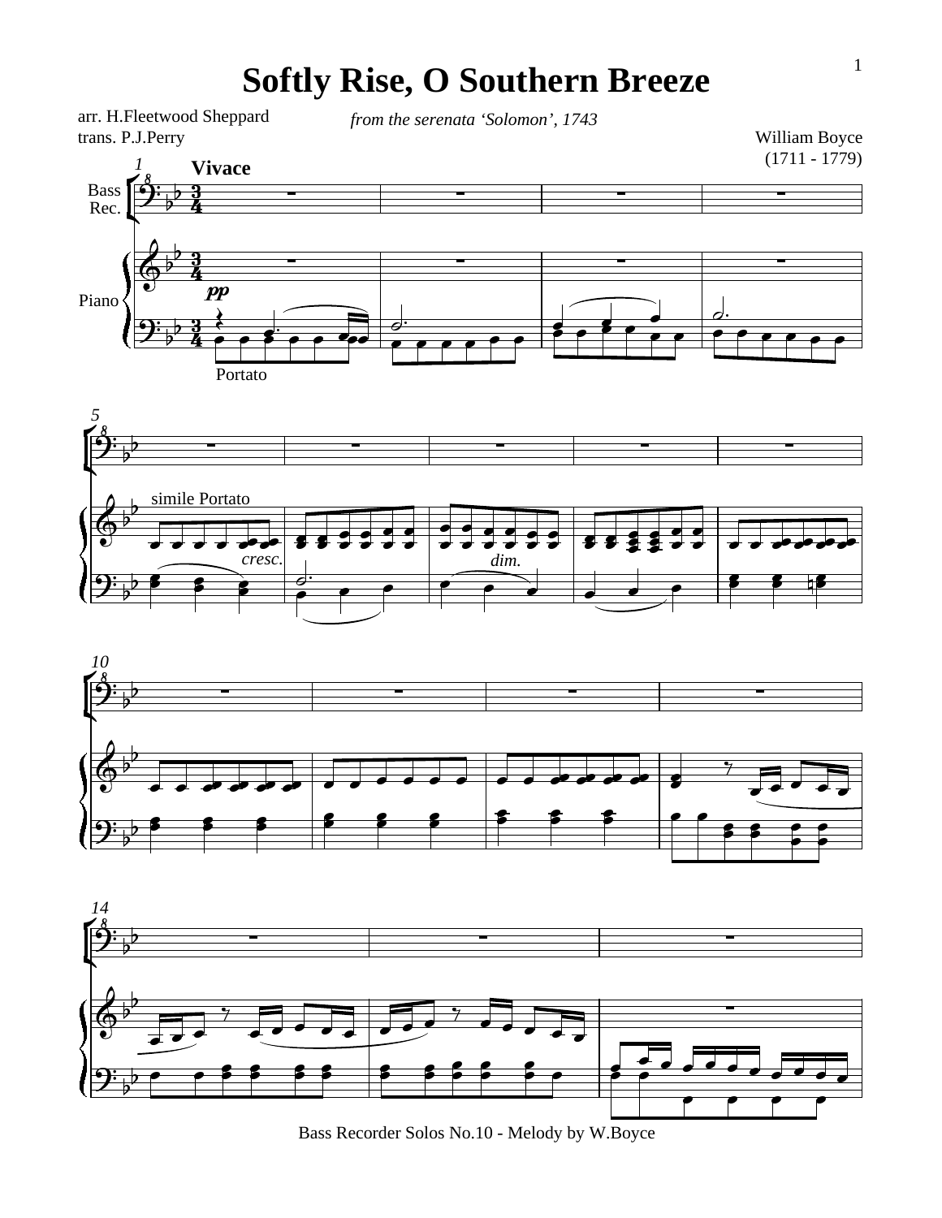# Softly Rise, O Southern Breeze

arr. H.Fleetwood Sheppard
trans. P.J.Perry

*from the serenata 'Solomon', 1743*

William Boyce
(1711 - 1779)

Bass Recorder Solos No.10 - Melody by W.Boyce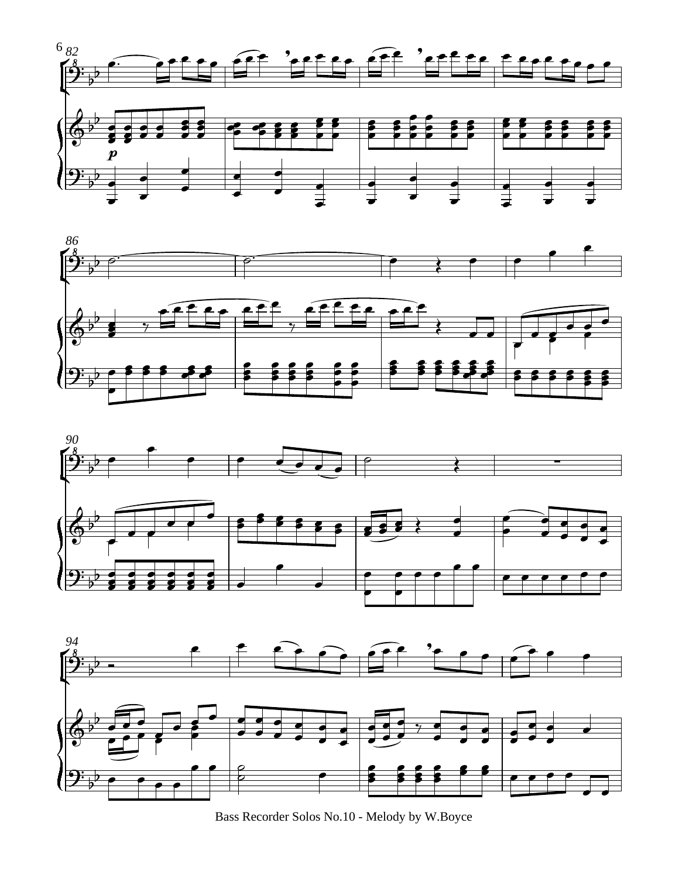Bass Recorder Solos No.10 - Melody by W.Boyce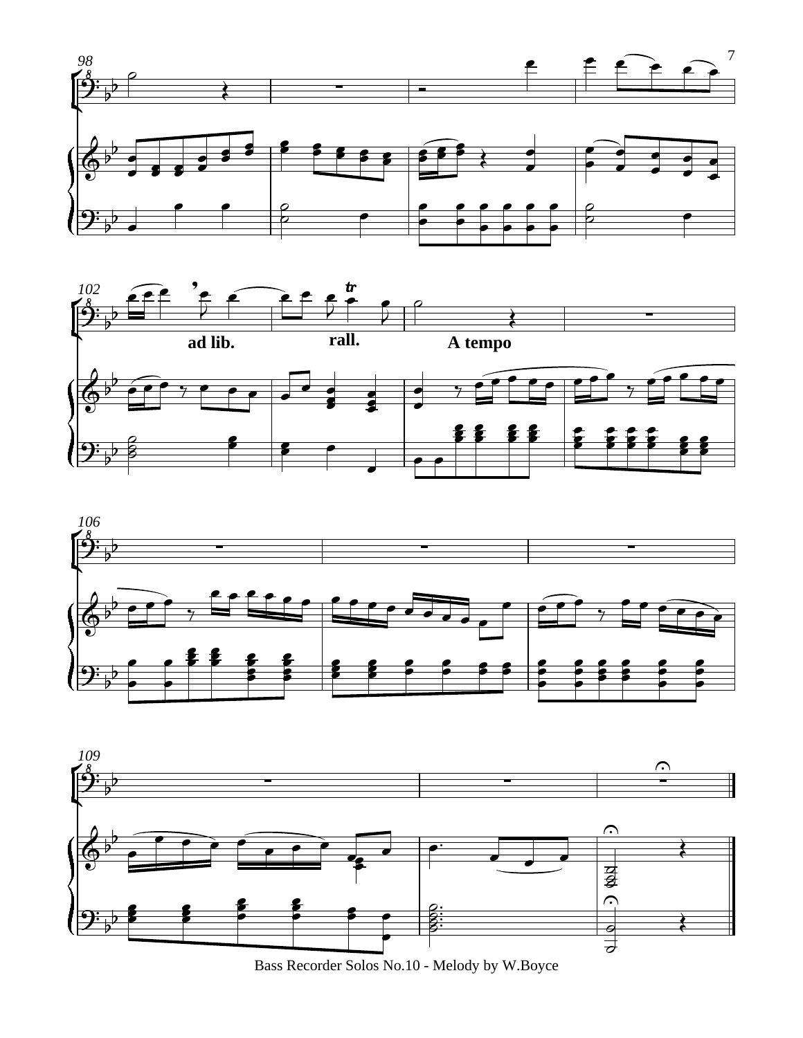ad lib.

rall.

A tempo